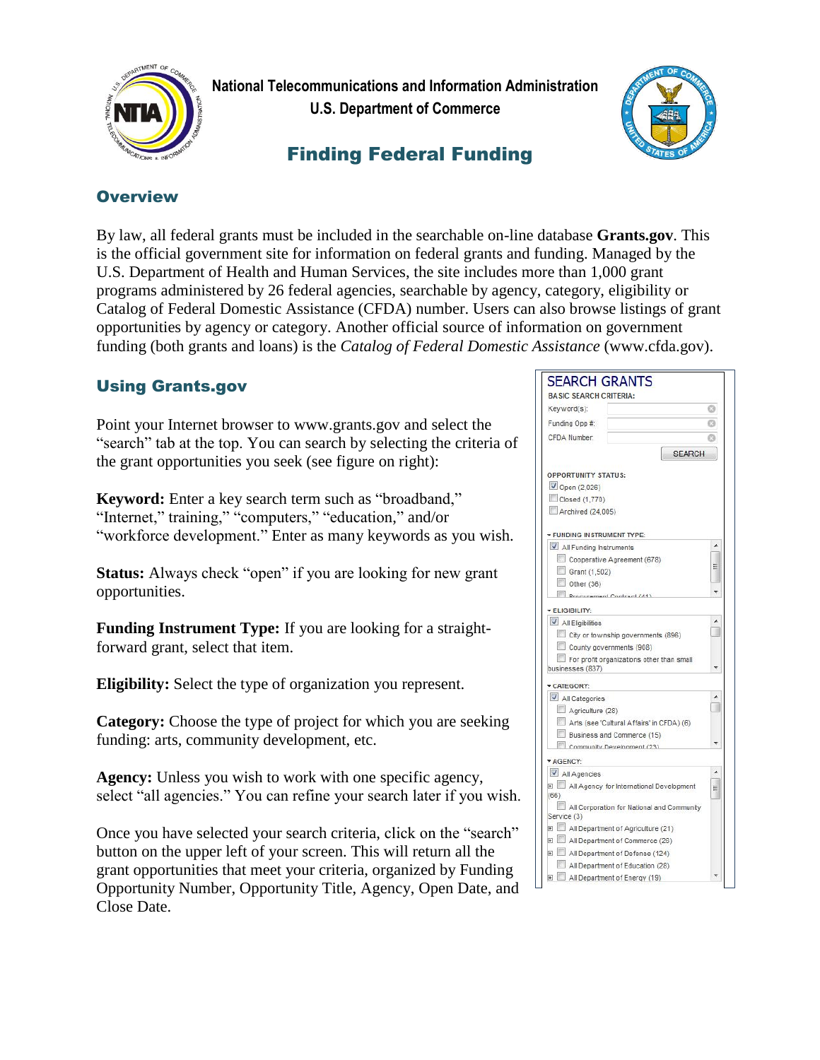National Telecommunications and Information Administration
U.S. Department of Commerce

# Finding Federal Funding

## Overview

By law, all federal grants must be included in the searchable on-line database **Grants.gov**. This is the official government site for information on federal grants and funding. Managed by the U.S. Department of Health and Human Services, the site includes more than 1,000 grant programs administered by 26 federal agencies, searchable by agency, category, eligibility or Catalog of Federal Domestic Assistance (CFDA) number. Users can also browse listings of grant opportunities by agency or category. Another official source of information on government funding (both grants and loans) is the *Catalog of Federal Domestic Assistance* (www.cfda.gov).

## Using Grants.gov

Point your Internet browser to www.grants.gov and select the "search" tab at the top. You can search by selecting the criteria of the grant opportunities you seek (see figure on right):

**Keyword:** Enter a key search term such as "broadband," "Internet," training," "computers," "education," and/or "workforce development." Enter as many keywords as you wish.

**Status:** Always check "open" if you are looking for new grant opportunities.

**Funding Instrument Type:** If you are looking for a straight-forward grant, select that item.

**Eligibility:** Select the type of organization you represent.

**Category:** Choose the type of project for which you are seeking funding: arts, community development, etc.

**Agency:** Unless you wish to work with one specific agency, select "all agencies." You can refine your search later if you wish.

Once you have selected your search criteria, click on the "search" button on the upper left of your screen. This will return all the grant opportunities that meet your criteria, organized by Funding Opportunity Number, Opportunity Title, Agency, Open Date, and Close Date.

SEARCH GRANTS
BASIC SEARCH CRITERIA:
Keyword(s):
Funding Opp #:
CFDA Number:
SEARCH

OPPORTUNITY STATUS:
- [x] Open (2,026)
- [ ] Closed (1,770)
- [ ] Archived (24,005)

FUNDING INSTRUMENT TYPE:
- [x] All Funding Instruments
- [ ] Cooperative Agreement (678)
- [ ] Grant (1,502)
- [ ] Other (36)
- [ ] Procurement Contract (41)

ELIGIBILITY:
- [x] All Eligibilities
- [ ] City or township governments (896)
- [ ] County governments (908)
- [ ] For profit organizations other than small businesses (837)

CATEGORY:
- [x] All Categories
- [ ] Agriculture (28)
- [ ] Arts (see 'Cultural Affairs' in CFDA) (6)
- [ ] Business and Commerce (15)
- [ ] Community Development (23)

AGENCY:
- [x] All Agencies
- [ ] All Agency for International Development (66)
- [ ] All Corporation for National and Community Service (3)
- [ ] All Department of Agriculture (21)
- [ ] All Department of Commerce (28)
- [ ] All Department of Defense (124)
- [ ] All Department of Education (28)
- [ ] All Department of Energy (19)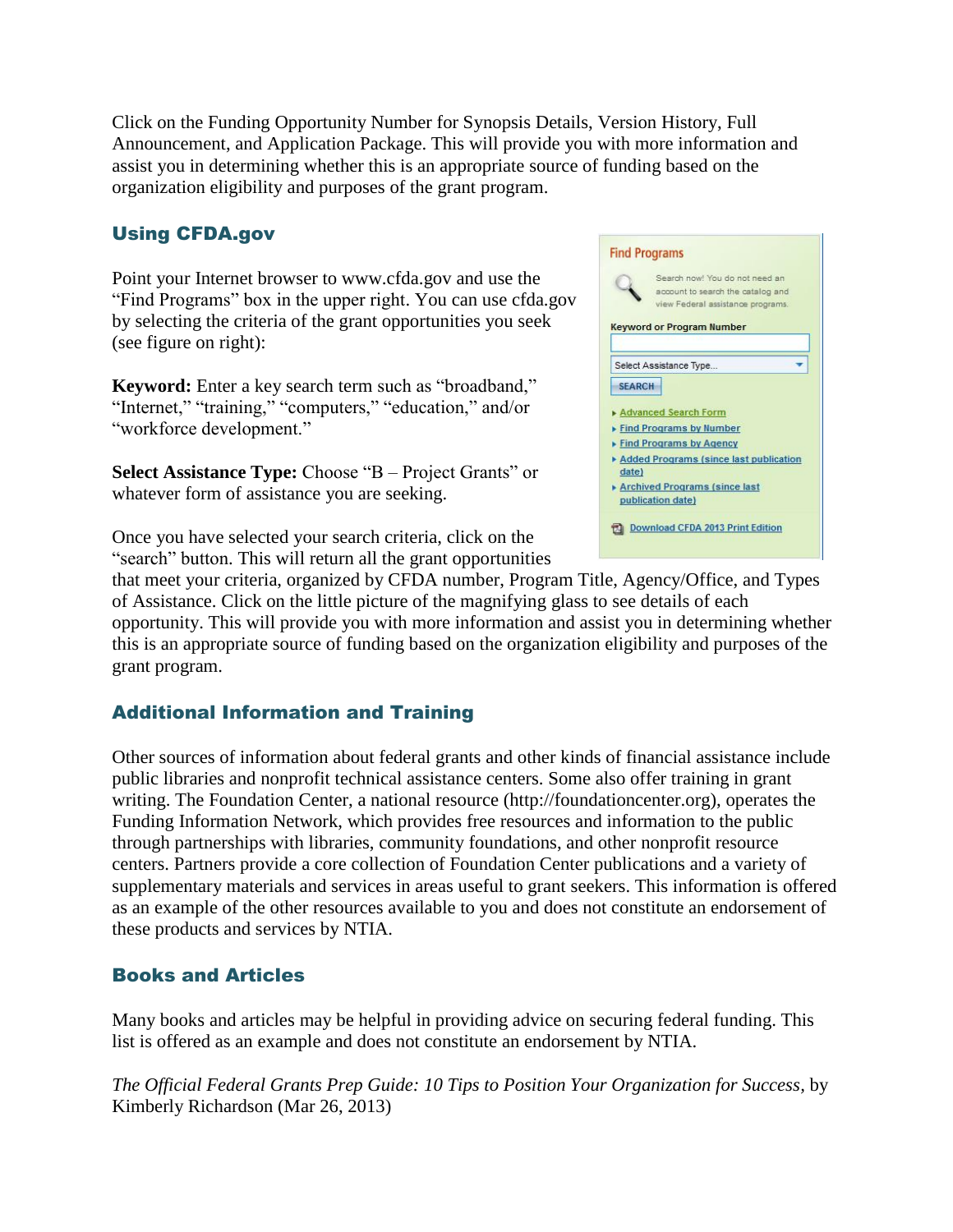Click on the Funding Opportunity Number for Synopsis Details, Version History, Full Announcement, and Application Package. This will provide you with more information and assist you in determining whether this is an appropriate source of funding based on the organization eligibility and purposes of the grant program.

## Using CFDA.gov

Point your Internet browser to www.cfda.gov and use the "Find Programs" box in the upper right. You can use cfda.gov by selecting the criteria of the grant opportunities you seek (see figure on right):

Find Programs

Search now! You do not need an account to search the catalog and view Federal assistance programs.

Keyword or Program Number

Select Assistance Type...

SEARCH

- Advanced Search Form
- Find Programs by Number
- Find Programs by Agency
- Added Programs (since last publication date)
- Archived Programs (since last publication date)

Download CFDA 2013 Print Edition

**Keyword:** Enter a key search term such as "broadband," "Internet," "training," "computers," "education," and/or "workforce development."

**Select Assistance Type:** Choose "B – Project Grants" or whatever form of assistance you are seeking.

Once you have selected your search criteria, click on the "search" button. This will return all the grant opportunities that meet your criteria, organized by CFDA number, Program Title, Agency/Office, and Types of Assistance. Click on the little picture of the magnifying glass to see details of each opportunity. This will provide you with more information and assist you in determining whether this is an appropriate source of funding based on the organization eligibility and purposes of the grant program.

## Additional Information and Training

Other sources of information about federal grants and other kinds of financial assistance include public libraries and nonprofit technical assistance centers. Some also offer training in grant writing. The Foundation Center, a national resource (http://foundationcenter.org), operates the Funding Information Network, which provides free resources and information to the public through partnerships with libraries, community foundations, and other nonprofit resource centers. Partners provide a core collection of Foundation Center publications and a variety of supplementary materials and services in areas useful to grant seekers. This information is offered as an example of the other resources available to you and does not constitute an endorsement of these products and services by NTIA.

## Books and Articles

Many books and articles may be helpful in providing advice on securing federal funding. This list is offered as an example and does not constitute an endorsement by NTIA.

*The Official Federal Grants Prep Guide: 10 Tips to Position Your Organization for Success*, by Kimberly Richardson (Mar 26, 2013)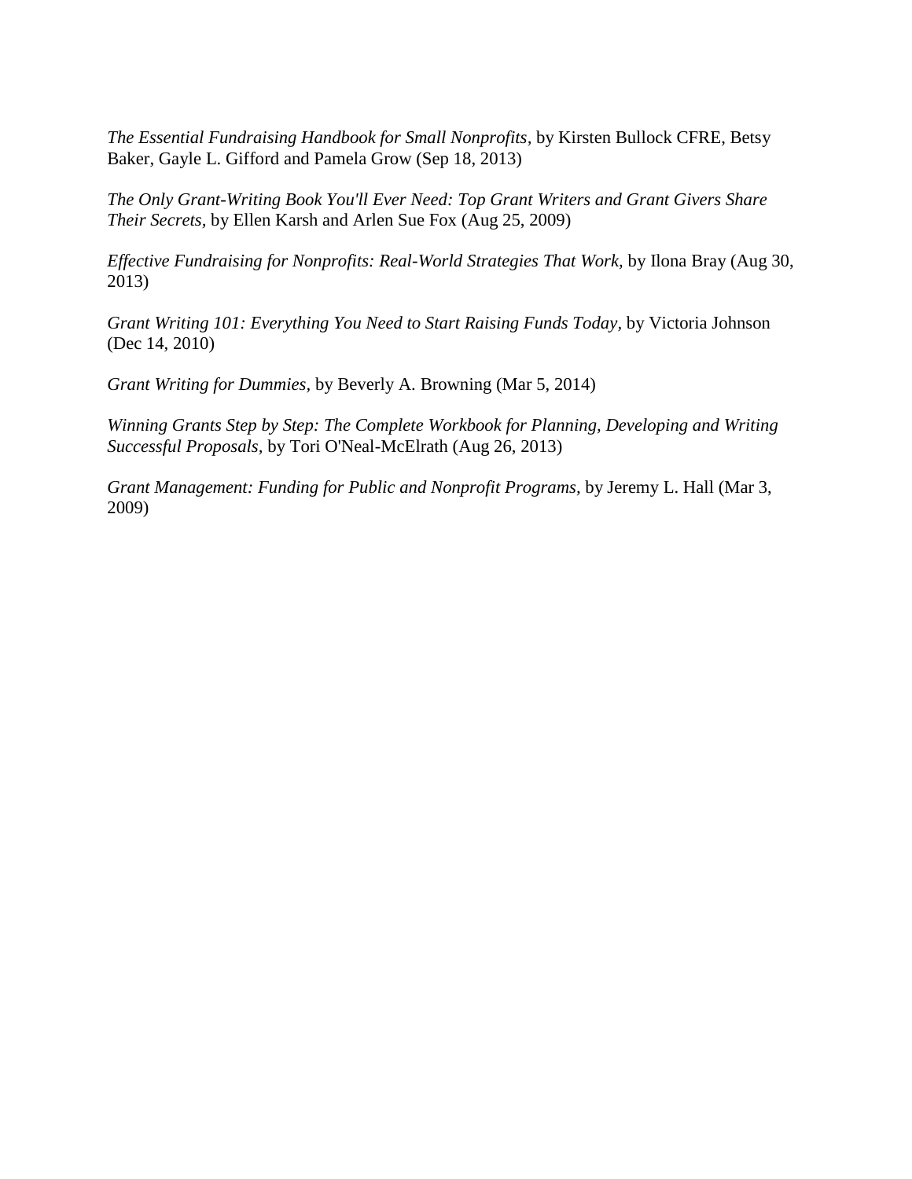*The Essential Fundraising Handbook for Small Nonprofits*, by Kirsten Bullock CFRE, Betsy Baker, Gayle L. Gifford and Pamela Grow (Sep 18, 2013)

*The Only Grant-Writing Book You'll Ever Need: Top Grant Writers and Grant Givers Share Their Secrets*, by Ellen Karsh and Arlen Sue Fox (Aug 25, 2009)

*Effective Fundraising for Nonprofits: Real-World Strategies That Work,* by Ilona Bray (Aug 30, 2013)

*Grant Writing 101: Everything You Need to Start Raising Funds Today*, by Victoria Johnson (Dec 14, 2010)

*Grant Writing for Dummies,* by Beverly A. Browning (Mar 5, 2014)

*Winning Grants Step by Step: The Complete Workbook for Planning, Developing and Writing Successful Proposals*, by Tori O'Neal-McElrath (Aug 26, 2013)

*Grant Management: Funding for Public and Nonprofit Programs*, by Jeremy L. Hall (Mar 3, 2009)